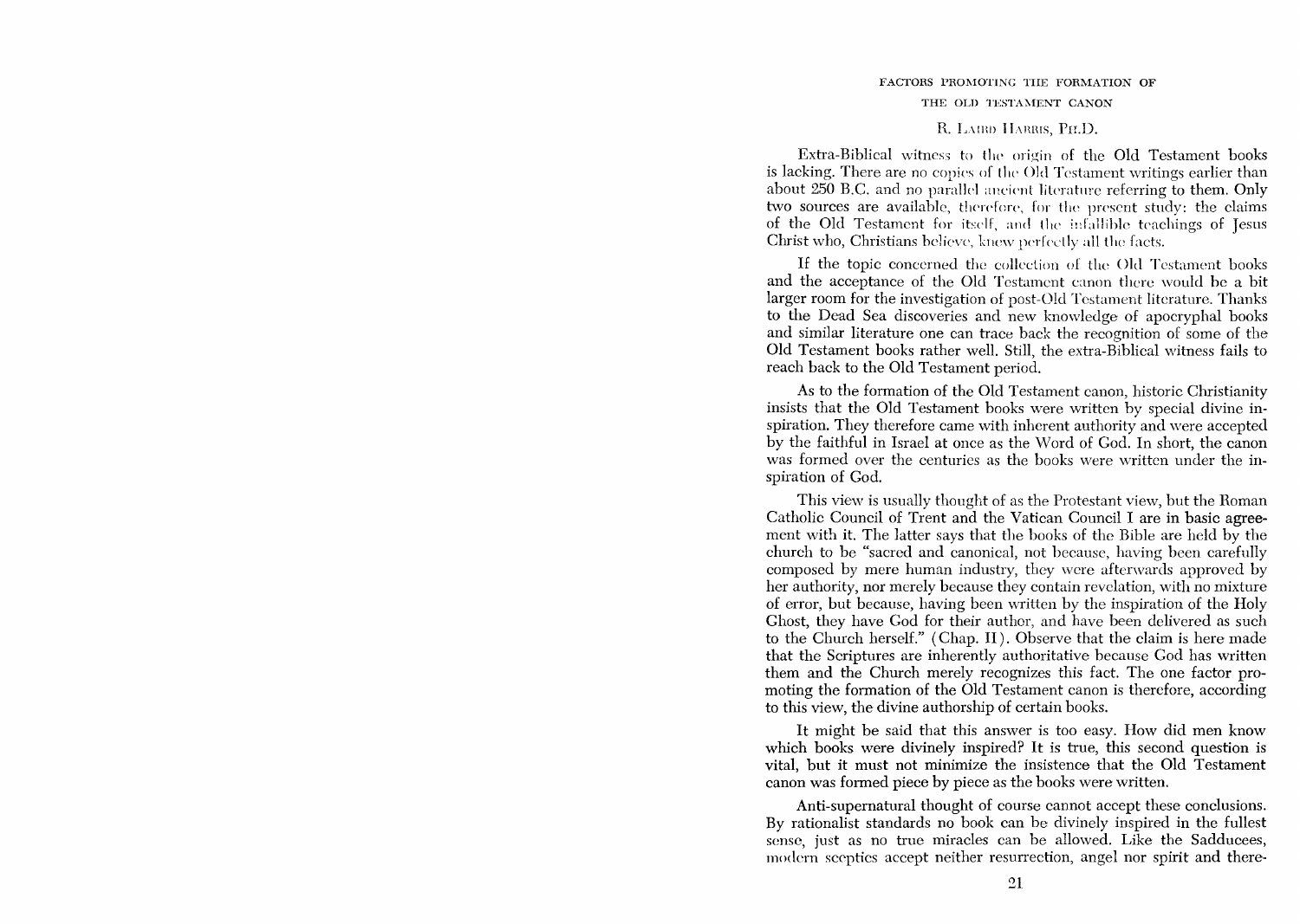# FACTORS PROMOTING THE FORMATION OF THE OLD TESTAMENT CANON

R. LAIRD HARRIS, PH.D.

Extra-Biblical witness to the origin of the Old Testament books is lacking. There are no copies of the Old Testament writings earlier than about 250 B.C. and no parallel ancient literature referring to them. Only two sources are available, therefore, for the present study: the claims of the Old Testament for itself, and the infallible teachings of Jesus Christ who, Christians believe, knew perfectly all the facts.

If the topic concerned the collection of the Old Testament books and the acceptance of the Old Testament canon there would be a bit larger room for the investigation of post-Old Testament literature. Thanks to the Dead Sea discoveries and new knowledge of apocryphal books and similar literature one can trace back the recognition of some of the Old Testament books rather well. Still, the extra-Biblical witness fails to reach back to the Old Testament period.

As to the formation of the Old Testament canon, historic Christianity insists that the Old Testament books were written by special divine inspiration. They therefore came with inherent authority and were accepted by the faithful in Israel at once as the Word of God. In short, the canon was formed over the centuries as the books were written under the inspiration of God.

This view is usually thought of as the Protestant view, but the Roman Catholic Council of Trent and the Vatican Council I are in basic agreement with it. The latter says that the books of the Bible are held by the church to be "sacred and canonical, not because, having been carefully composed by mere human industry, they were afterwards approved by her authority, nor merely because they contain revelation, with no mixture of error, but because, having been written by the inspiration of the Holy Ghost, they have God for their author, and have been delivered as such to the Church herself." (Chap. II). Observe that the claim is here made that the Scriptures are inherently authoritative because God has written them and the Church merely recognizes this fact. The one factor promoting the formation of the Old Testament canon is therefore, according to this view, the divine authorship of certain books.

It might be said that this answer is too easy. How did men know which books were divinely inspired? It is true, this second question is vital, but it must not minimize the insistence that the Old Testament canon was formed piece by piece as the books were written.

Anti-supernatural thought of course cannot accept these conclusions. By rationalist standards no book can be divinely inspired in the fullest sense, just as no true miracles can be allowed. Like the Sadducees, modern sceptics accept neither resurrection, angel nor spirit and there-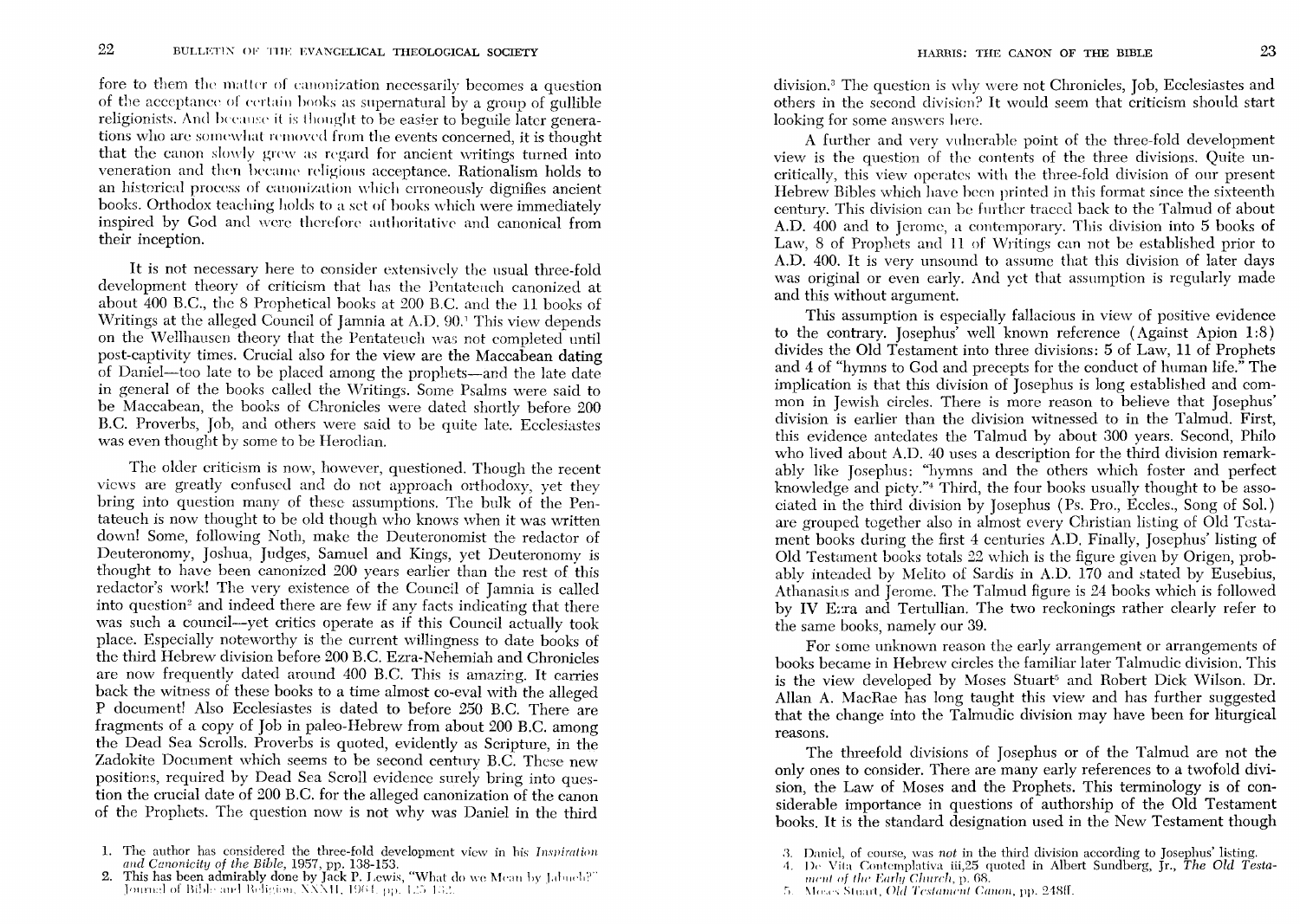fore to them the matter of canonization necessarily becomes a question of the acceptance of certain books as supernatural by a group of gullible religionists. And because it is thought to be easier to beguile later generations who are somewhat removed from the events concerned, it is thought that the canon slowly grew as regard for ancient writings turned into veneration and then became religious acceptance. Rationalism holds to an historical process of canonization which erroneously dignifies ancient books. Orthodox teaching holds to a set of books which were immediately inspired by God and were therefore authoritative and canonical from their inception.

It is not necessary here to consider extensively the usual three-fold development theory of criticism that has the Pentateuch canonized at about 400 B.C., the 8 Prophetical books at 200 B.C. and the 11 books of Writings at the alleged Council of Jamnia at A.D. 90.[1] This view depends on the Wellhausen theory that the Pentateuch was not completed until post-captivity times. Crucial also for the view are the Maccabean dating of Daniel—too late to be placed among the prophets—and the late date in general of the books called the Writings. Some Psalms were said to be Maccabean, the books of Chronicles were dated shortly before 200 B.C. Proverbs, Job, and others were said to be quite late. Ecclesiastes was even thought by some to be Herodian.

The older criticism is now, however, questioned. Though the recent views are greatly confused and do not approach orthodoxy, yet they bring into question many of these assumptions. The bulk of the Pentateuch is now thought to be old though who knows when it was written down! Some, following Noth, make the Deuteronomist the redactor of Deuteronomy, Joshua, Judges, Samuel and Kings, yet Deuteronomy is thought to have been canonized 200 years earlier than the rest of this redactor's work! The very existence of the Council of Jamnia is called into question[2] and indeed there are few if any facts indicating that there was such a council—yet critics operate as if this Council actually took place. Especially noteworthy is the current willingness to date books of the third Hebrew division before 200 B.C. Ezra-Nehemiah and Chronicles are now frequently dated around 400 B.C. This is amazing. It carries back the witness of these books to a time almost co-eval with the alleged P document! Also Ecclesiastes is dated to before 250 B.C. There are fragments of a copy of Job in paleo-Hebrew from about 200 B.C. among the Dead Sea Scrolls. Proverbs is quoted, evidently as Scripture, in the Zadokite Document which seems to be second century B.C. These new positions, required by Dead Sea Scroll evidence surely bring into question the crucial date of 200 B.C. for the alleged canonization of the canon of the Prophets. The question now is not why was Daniel in the third division.[3] The question is why were not Chronicles, Job, Ecclesiastes and others in the second division? It would seem that criticism should start looking for some answers here.

A further and very vulnerable point of the three-fold development view is the question of the contents of the three divisions. Quite uncritically, this view operates with the three-fold division of our present Hebrew Bibles which have been printed in this format since the sixteenth century. This division can be further traced back to the Talmud of about A.D. 400 and to Jerome, a contemporary. This division into 5 books of Law, 8 of Prophets and 11 of Writings can not be established prior to A.D. 400. It is very unsound to assume that this division of later days was original or even early. And yet that assumption is regularly made and this without argument.

This assumption is especially fallacious in view of positive evidence to the contrary. Josephus' well known reference (Against Apion 1:8) divides the Old Testament into three divisions: 5 of Law, 11 of Prophets and 4 of "hymns to God and precepts for the conduct of human life." The implication is that this division of Josephus is long established and common in Jewish circles. There is more reason to believe that Josephus' division is earlier than the division witnessed to in the Talmud. First, this evidence antedates the Talmud by about 300 years. Second, Philo who lived about A.D. 40 uses a description for the third division remarkably like Josephus: "hymns and the others which foster and perfect knowledge and piety."[4] Third, the four books usually thought to be associated in the third division by Josephus (Ps. Pro., Eccles., Song of Sol.) are grouped together also in almost every Christian listing of Old Testament books during the first 4 centuries A.D. Finally, Josephus' listing of Old Testament books totals 22 which is the figure given by Origen, probably intended by Melito of Sardis in A.D. 170 and stated by Eusebius, Athanasius and Jerome. The Talmud figure is 24 books which is followed by IV Ezra and Tertullian. The two reckonings rather clearly refer to the same books, namely our 39.

For some unknown reason the early arrangement or arrangements of books became in Hebrew circles the familiar later Talmudic division. This is the view developed by Moses Stuart[5] and Robert Dick Wilson. Dr. Allan A. MacRae has long taught this view and has further suggested that the change into the Talmudic division may have been for liturgical reasons.

The threefold divisions of Josephus or of the Talmud are not the only ones to consider. There are many early references to a twofold division, the Law of Moses and the Prophets. This terminology is of considerable importance in questions of authorship of the Old Testament books. It is the standard designation used in the New Testament though

1. The author has considered the three-fold development view in his *Inspiration and Canonicity of the Bible*, 1957, pp. 138-153.
2. This has been admirably done by Jack P. Lewis, "What do we Mean by Jabneh?" Journal of Bible and Religion, XXXII, 1964, pp. 125-132.
3. Daniel, of course, was *not* in the third division according to Josephus' listing.
4. De Vita Contemplativa iii,25 quoted in Albert Sundberg, Jr., *The Old Testament of the Early Church*, p. 68.
5. Moses Stuart, *Old Testament Canon*, pp. 248ff.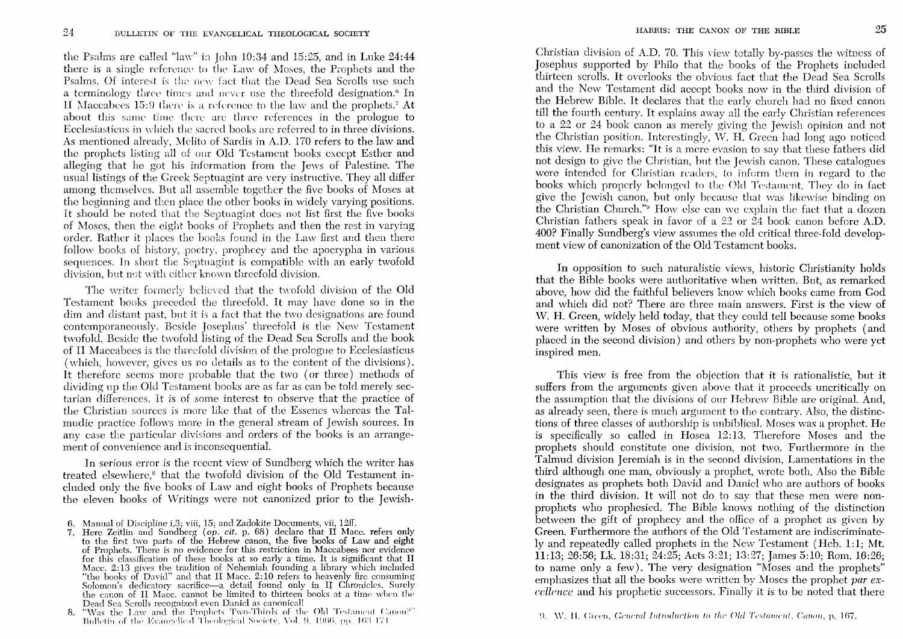the Psalms are called "law" in John 10:34 and 15:25, and in Luke 24:44 there is a single reference to the Law of Moses, the Prophets and the Psalms. Of interest is the new fact that the Dead Sea Scrolls use such a terminology three times and never use the threefold designation.[6] In II Maccabees 15:9 there is a reference to the law and the prophets.[7] At about this same time there are three references in the prologue to Ecclesiasticus in which the sacred books are referred to in three divisions. As mentioned already, Melito of Sardis in A.D. 170 refers to the law and the prophets listing all of our Old Testament books except Esther and alleging that he got his information from the Jews of Palestine. The usual listings of the Greek Septuagint are very instructive. They all differ among themselves. But all assemble together the five books of Moses at the beginning and then place the other books in widely varying positions. It should be noted that the Septuagint does not list first the five books of Moses, then the eight books of Prophets and then the rest in varying order. Rather it places the books found in the Law first and then there follow books of history, poetry, prophecy and the apocrypha in various sequences. In short the Septuagint is compatible with an early twofold division, but not with either known threefold division.

The writer formerly believed that the twofold division of the Old Testament books preceded the threefold. It may have done so in the dim and distant past, but it is a fact that the two designations are found contemporaneously. Beside Josephus' threefold is the New Testament twofold. Beside the twofold listing of the Dead Sea Scrolls and the book of II Maccabees is the threefold division of the prologue to Ecclesiasticus (which, however, gives us no details as to the content of the divisions). It therefore seems more probable that the two (or three) methods of dividing up the Old Testament books are as far as can be told merely sectarian differences. It is of some interest to observe that the practice of the Christian sources is more like that of the Essenes whereas the Talmudic practice follows more in the general stream of Jewish sources. In any case the particular divisions and orders of the books is an arrangement of convenience and is inconsequential.

In serious error is the recent view of Sundberg which the writer has treated elsewhere,[8] that the twofold division of the Old Testament included only the five books of Law and eight books of Prophets because the eleven books of Writings were not canonized prior to the Jewish-Christian division of A.D. 70. This view totally by-passes the witness of Josephus supported by Philo that the books of the Prophets included thirteen scrolls. It overlooks the obvious fact that the Dead Sea Scrolls and the New Testament did accept books now in the third division of the Hebrew Bible. It declares that the early church had no fixed canon till the fourth century. It explains away all the early Christian references to a 22 or 24 book canon as merely giving the Jewish opinion and not the Christian position. Interestingly, W. H. Green had long ago noticed this view. He remarks: "It is a mere evasion to say that these fathers did not design to give the Christian, but the Jewish canon. These catalogues were intended for Christian readers, to inform them in regard to the books which properly belonged to the Old Testament. They do in fact give the Jewish canon, but only because that was likewise binding on the Christian Church."[9] How else can we explain the fact that a dozen Christian fathers speak in favor of a 22 or 24 book canon before A.D. 400? Finally Sundberg's view assumes the old critical three-fold development view of canonization of the Old Testament books.

In opposition to such naturalistic views, historic Christianity holds that the Bible books were authoritative when written. But, as remarked above, how did the faithful believers know which books came from God and which did not? There are three main answers. First is the view of W. H. Green, widely held today, that they could tell because some books were written by Moses of obvious authority, others by prophets (and placed in the second division) and others by non-prophets who were yet inspired men.

This view is free from the objection that it is rationalistic, but it suffers from the arguments given above that it proceeds uncritically on the assumption that the divisions of our Hebrew Bible are original. And, as already seen, there is much argument to the contrary. Also, the distinctions of three classes of authorship is unbiblical. Moses was a prophet. He is specifically so called in Hosea 12:13. Therefore Moses and the prophets should constitute one division, not two. Furthermore in the Talmud division Jeremiah is in the second division, Lamentations in the third although one man, obviously a prophet, wrote both. Also the Bible designates as prophets both David and Daniel who are authors of books in the third division. It will not do to say that these men were non-prophets who prophesied. The Bible knows nothing of the distinction between the gift of prophecy and the office of a prophet as given by Green. Furthermore the authors of the Old Testament are indiscriminately and repeatedly called prophets in the New Testament (Heb. 1:1; Mt. 11:13; 26:56; Lk. 18:31; 24:25; Acts 3:21; 13:27; James 5:10; Rom. 16:26; to name only a few). The very designation "Moses and the prophets" emphasizes that all the books were written by Moses the prophet *par excellence* and his prophetic successors. Finally it is to be noted that there

---

6. Manual of Discipline i,3; viii, 15; and Zadokite Documents, vii, 12ff.
7. Here Zeitlin and Sundberg (*op. cit.* p. 68) declare that II Macc. refers only to the first two parts of the Hebrew canon, the five books of Law and eight of Prophets. There is no evidence for this restriction in Maccabees nor evidence for this classification of these books at so early a time. It is significant that II Macc. 2:13 gives the tradition of Nehemiah founding a library which included "the books of David" and that II Macc. 2:10 refers to heavenly fire consuming Solomon's dedicatory sacrifice—a detail found only in II Chronicles. Surely the canon of II Macc. cannot be limited to thirteen books at a time when the Dead Sea Scrolls recognized even Daniel as canonical!
8. "Was the Law and the Prophets Two-Thirds of the Old Testament Canon?" Bulletin of the Evangelical Theological Society, Vol. 9, 1966, pp. 163-171.
9. W. H. Green, *General Introduction to the Old Testament, Canon*, p. 167.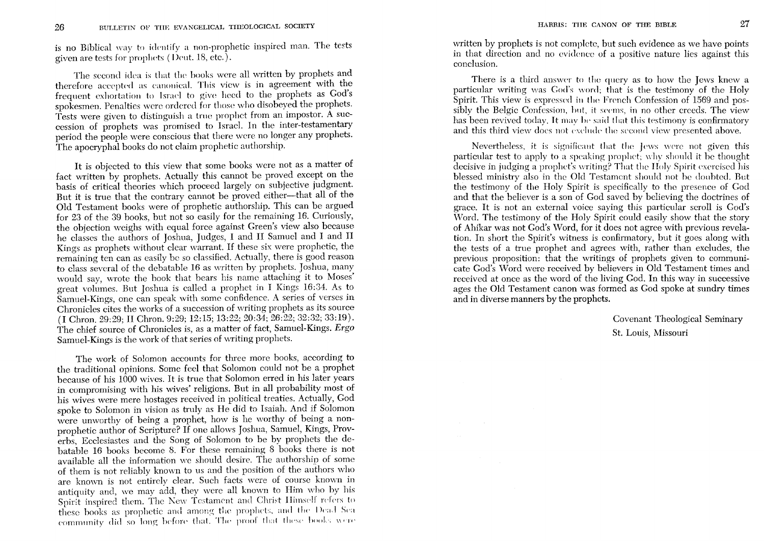is no Biblical way to identify a non-prophetic inspired man. The tests given are tests for prophets (Deut. 18, etc.).

The second idea is that the books were all written by prophets and therefore accepted as canonical. This view is in agreement with the frequent exhortation to Israel to give heed to the prophets as God's spokesmen. Penalties were ordered for those who disobeyed the prophets. Tests were given to distinguish a true prophet from an impostor. A succession of prophets was promised to Israel. In the inter-testamentary period the people were conscious that there were no longer any prophets. The apocryphal books do not claim prophetic authorship.

It is objected to this view that some books were not as a matter of fact written by prophets. Actually this cannot be proved except on the basis of critical theories which proceed largely on subjective judgment. But it is true that the contrary cannot be proved either—that all of the Old Testament books were of prophetic authorship. This can be argued for 23 of the 39 books, but not so easily for the remaining 16. Curiously, the objection weighs with equal force against Green's view also because he classes the authors of Joshua, Judges, I and II Samuel and I and II Kings as prophets without clear warrant. If these six were prophetic, the remaining ten can as easily be so classified. Actually, there is good reason to class several of the debatable 16 as written by prophets. Joshua, many would say, wrote the book that bears his name attaching it to Moses' great volumes. But Joshua is called a prophet in I Kings 16:34. As to Samuel-Kings, one can speak with some confidence. A series of verses in Chronicles cites the works of a succession of writing prophets as its source (I Chron. 29:29; II Chron. 9:29; 12:15; 13:22; 20:34; 26:22; 32:32; 33:19). The chief source of Chronicles is, as a matter of fact, Samuel-Kings. *Ergo* Samuel-Kings is the work of that series of writing prophets.

The work of Solomon accounts for three more books, according to the traditional opinions. Some feel that Solomon could not be a prophet because of his 1000 wives. It is true that Solomon erred in his later years in compromising with his wives' religions. But in all probability most of his wives were mere hostages received in political treaties. Actually, God spoke to Solomon in vision as truly as He did to Isaiah. And if Solomon were unworthy of being a prophet, how is he worthy of being a non-prophetic author of Scripture? If one allows Joshua, Samuel, Kings, Proverbs, Ecclesiastes and the Song of Solomon to be by prophets the debatable 16 books become 8. For these remaining 8 books there is not available all the information we should desire. The authorship of some of them is not reliably known to us and the position of the authors who are known is not entirely clear. Such facts were of course known in antiquity and, we may add, they were all known to Him who by his Spirit inspired them. The New Testament and Christ Himself refers to these books as prophetic and among the prophets, and the Dead Sea community did so long before that. The proof that these books were written by prophets is not complete, but such evidence as we have points in that direction and no evidence of a positive nature lies against this conclusion.

There is a third answer to the query as to how the Jews knew a particular writing was God's word; that is the testimony of the Holy Spirit. This view is expressed in the French Confession of 1569 and possibly the Belgic Confession, but, it seems, in no other creeds. The view has been revived today. It may be said that this testimony is confirmatory and this third view does not exclude the second view presented above.

Nevertheless, it is significant that the Jews were not given this particular test to apply to a speaking prophet; why should it be thought decisive in judging a prophet's writing? That the Holy Spirit exercised his blessed ministry also in the Old Testament should not be doubted. But the testimony of the Holy Spirit is specifically to the presence of God and that the believer is a son of God saved by believing the doctrines of grace. It is not an external voice saying this particular scroll is God's Word. The testimony of the Holy Spirit could easily show that the story of Ahikar was not God's Word, for it does not agree with previous revelation. In short the Spirit's witness is confirmatory, but it goes along with the tests of a true prophet and agrees with, rather than excludes, the previous proposition: that the writings of prophets given to communicate God's Word were received by believers in Old Testament times and received at once as the word of the living God. In this way in successive ages the Old Testament canon was formed as God spoke at sundry times and in diverse manners by the prophets.

Covenant Theological Seminary
St. Louis, Missouri